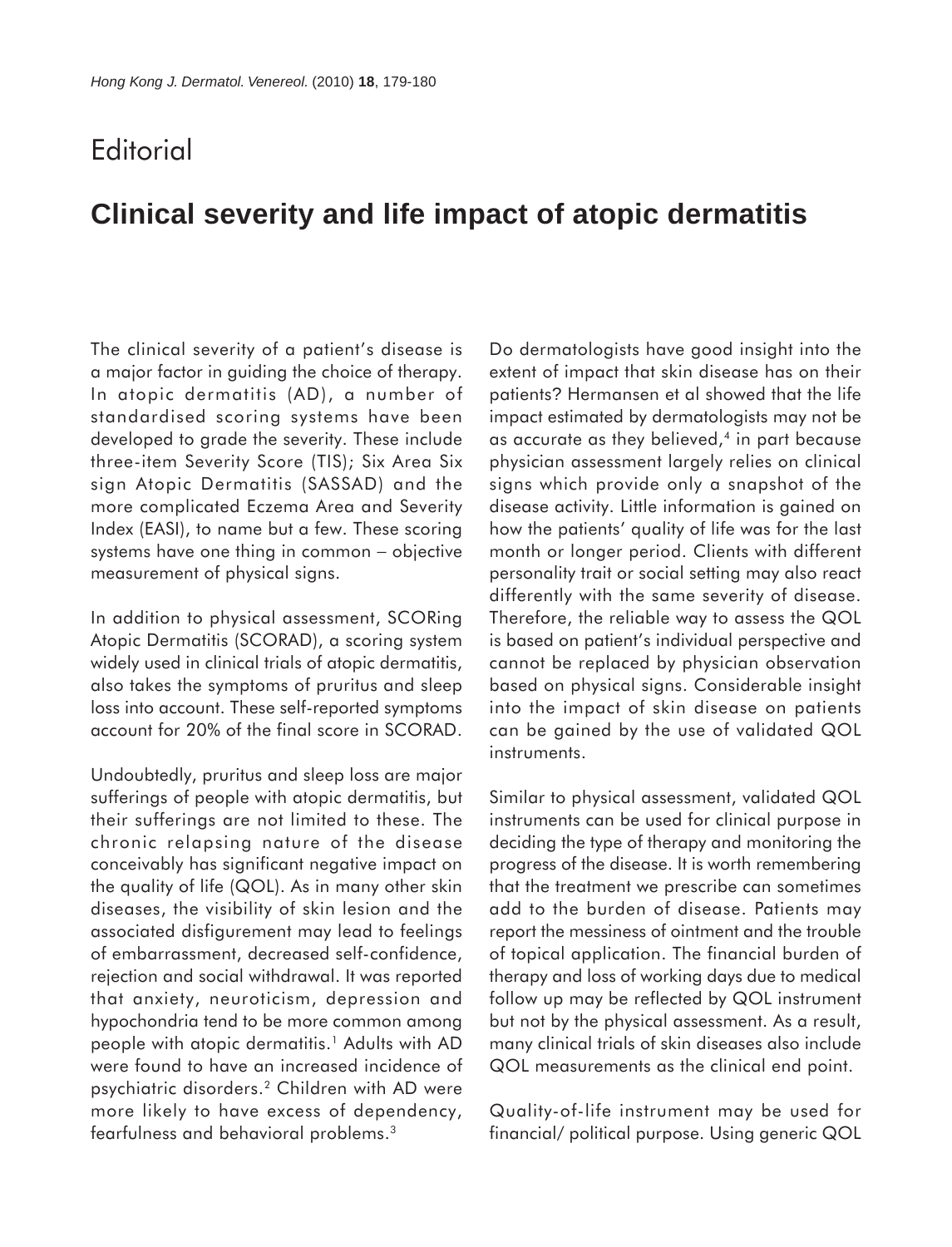# Editorial

## Clinical severity and life impact of atopic dermatitis

The clinical severity of a patient's disease is a major factor in guiding the choice of therapy. In atopic dermatitis (AD), a number of standardised scoring systems have been developed to grade the severity. These include three-item Severity Score (TIS); Six Area Six sign Atopic Dermatitis (SASSAD) and the more complicated Eczema Area and Severity Index (EASI), to name but a few. These scoring systems have one thing in common – objective measurement of physical signs.

In addition to physical assessment, SCORing Atopic Dermatitis (SCORAD), a scoring system widely used in clinical trials of atopic dermatitis, also takes the symptoms of pruritus and sleep loss into account. These self-reported symptoms account for 20% of the final score in SCORAD.

Undoubtedly, pruritus and sleep loss are major sufferings of people with atopic dermatitis, but their sufferings are not limited to these. The chronic relapsing nature of the disease conceivably has significant negative impact on the quality of life (QOL). As in many other skin diseases, the visibility of skin lesion and the associated disfigurement may lead to feelings of embarrassment, decreased self-confidence, rejection and social withdrawal. It was reported that anxiety, neuroticism, depression and hypochondria tend to be more common among people with atopic dermatitis.[1] Adults with AD were found to have an increased incidence of psychiatric disorders.[2] Children with AD were more likely to have excess of dependency, fearfulness and behavioral problems.[3]

Do dermatologists have good insight into the extent of impact that skin disease has on their patients? Hermansen et al showed that the life impact estimated by dermatologists may not be as accurate as they believed,[4] in part because physician assessment largely relies on clinical signs which provide only a snapshot of the disease activity. Little information is gained on how the patients' quality of life was for the last month or longer period. Clients with different personality trait or social setting may also react differently with the same severity of disease. Therefore, the reliable way to assess the QOL is based on patient's individual perspective and cannot be replaced by physician observation based on physical signs. Considerable insight into the impact of skin disease on patients can be gained by the use of validated QOL instruments.

Similar to physical assessment, validated QOL instruments can be used for clinical purpose in deciding the type of therapy and monitoring the progress of the disease. It is worth remembering that the treatment we prescribe can sometimes add to the burden of disease. Patients may report the messiness of ointment and the trouble of topical application. The financial burden of therapy and loss of working days due to medical follow up may be reflected by QOL instrument but not by the physical assessment. As a result, many clinical trials of skin diseases also include QOL measurements as the clinical end point.

Quality-of-life instrument may be used for financial/ political purpose. Using generic QOL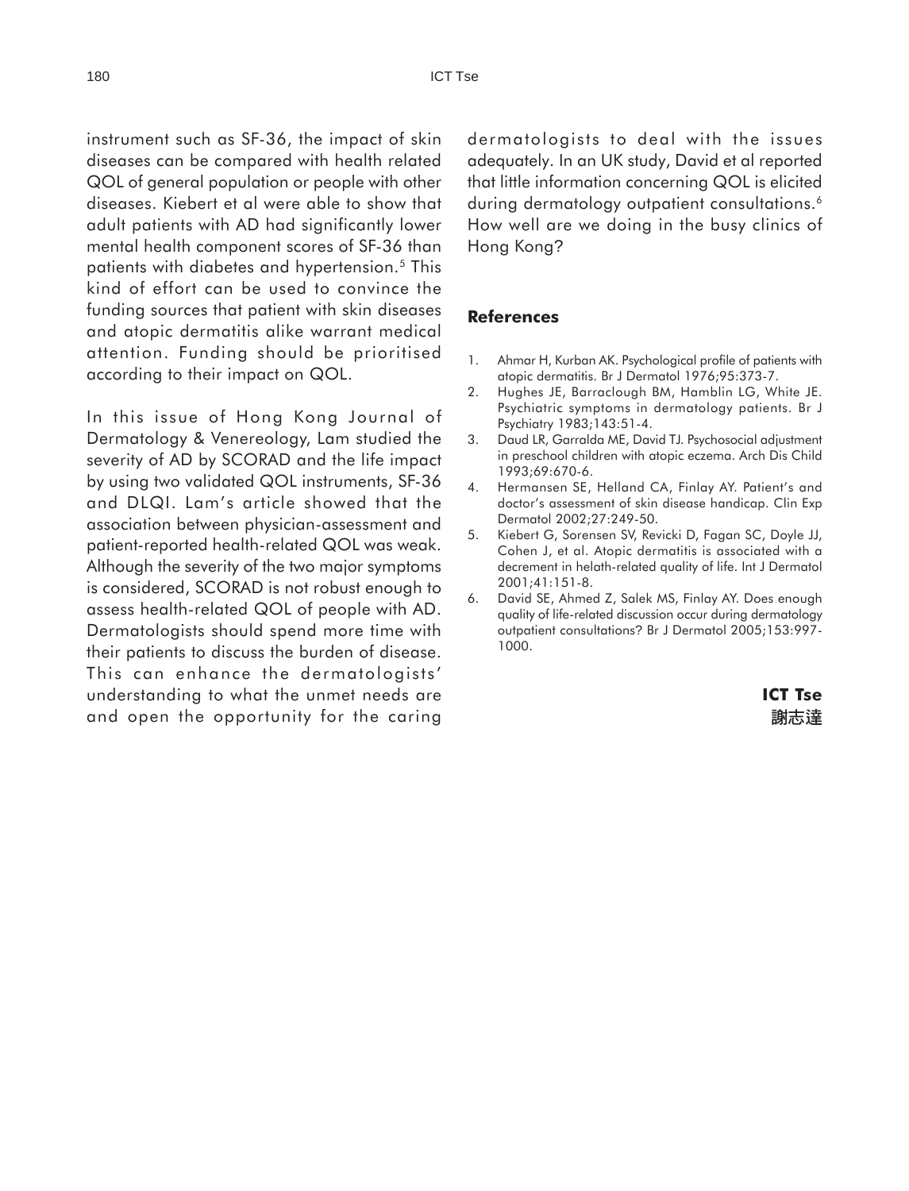instrument such as SF-36, the impact of skin diseases can be compared with health related QOL of general population or people with other diseases. Kiebert et al were able to show that adult patients with AD had significantly lower mental health component scores of SF-36 than patients with diabetes and hypertension.[5] This kind of effort can be used to convince the funding sources that patient with skin diseases and atopic dermatitis alike warrant medical attention. Funding should be prioritised according to their impact on QOL.

In this issue of Hong Kong Journal of Dermatology & Venereology, Lam studied the severity of AD by SCORAD and the life impact by using two validated QOL instruments, SF-36 and DLQI. Lam's article showed that the association between physician-assessment and patient-reported health-related QOL was weak. Although the severity of the two major symptoms is considered, SCORAD is not robust enough to assess health-related QOL of people with AD. Dermatologists should spend more time with their patients to discuss the burden of disease. This can enhance the dermatologists' understanding to what the unmet needs are and open the opportunity for the caring dermatologists to deal with the issues adequately. In an UK study, David et al reported that little information concerning QOL is elicited during dermatology outpatient consultations.[6] How well are we doing in the busy clinics of Hong Kong?

## References

1. Ahmar H, Kurban AK. Psychological profile of patients with atopic dermatitis. Br J Dermatol 1976;95:373-7.
2. Hughes JE, Barraclough BM, Hamblin LG, White JE. Psychiatric symptoms in dermatology patients. Br J Psychiatry 1983;143:51-4.
3. Daud LR, Garralda ME, David TJ. Psychosocial adjustment in preschool children with atopic eczema. Arch Dis Child 1993;69:670-6.
4. Hermansen SE, Helland CA, Finlay AY. Patient's and doctor's assessment of skin disease handicap. Clin Exp Dermatol 2002;27:249-50.
5. Kiebert G, Sorensen SV, Revicki D, Fagan SC, Doyle JJ, Cohen J, et al. Atopic dermatitis is associated with a decrement in helath-related quality of life. Int J Dermatol 2001;41:151-8.
6. David SE, Ahmed Z, Salek MS, Finlay AY. Does enough quality of life-related discussion occur during dermatology outpatient consultations? Br J Dermatol 2005;153:997-1000.

**ICT Tse**
**謝志達**